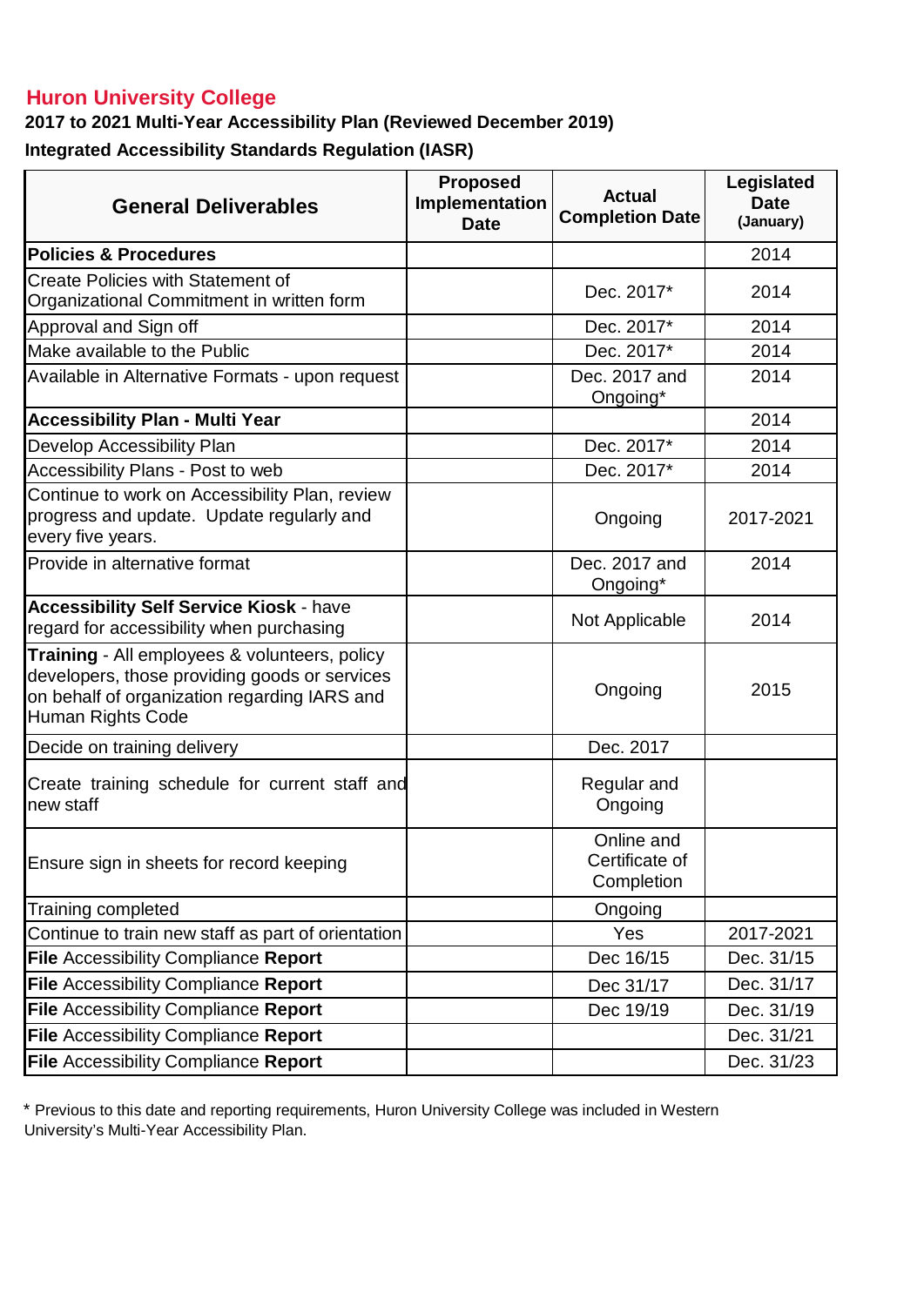## Huron University College

**2017 to 2021 Multi-Year Accessibility Plan (Reviewed December 2019)**

**Integrated Accessibility Standards Regulation (IASR)**

| General Deliverables | Proposed Implementation Date | Actual Completion Date | Legislated Date (January) |
|---|---|---|---|
| **Policies & Procedures** | | | 2014 |
| Create Policies with Statement of Organizational Commitment in written form | | Dec. 2017* | 2014 |
| Approval and Sign off | | Dec. 2017* | 2014 |
| Make available to the Public | | Dec. 2017* | 2014 |
| Available in Alternative Formats - upon request | | Dec. 2017 and Ongoing* | 2014 |
| **Accessibility Plan - Multi Year** | | | 2014 |
| Develop Accessibility Plan | | Dec. 2017* | 2014 |
| Accessibility Plans - Post to web | | Dec. 2017* | 2014 |
| Continue to work on Accessibility Plan, review progress and update. Update regularly and every five years. | | Ongoing | 2017-2021 |
| Provide in alternative format | | Dec. 2017 and Ongoing* | 2014 |
| **Accessibility Self Service Kiosk** - have regard for accessibility when purchasing | | Not Applicable | 2014 |
| **Training** - All employees & volunteers, policy developers, those providing goods or services on behalf of organization regarding IARS and Human Rights Code | | Ongoing | 2015 |
| Decide on training delivery | | Dec. 2017 | |
| Create training schedule for current staff and new staff | | Regular and Ongoing | |
| Ensure sign in sheets for record keeping | | Online and Certificate of Completion | |
| Training completed | | Ongoing | |
| Continue to train new staff as part of orientation | | Yes | 2017-2021 |
| **File** Accessibility Compliance **Report** | | Dec 16/15 | Dec. 31/15 |
| **File** Accessibility Compliance **Report** | | Dec 31/17 | Dec. 31/17 |
| **File** Accessibility Compliance **Report** | | Dec 19/19 | Dec. 31/19 |
| **File** Accessibility Compliance **Report** | | | Dec. 31/21 |
| **File** Accessibility Compliance **Report** | | | Dec. 31/23 |

\* Previous to this date and reporting requirements, Huron University College was included in Western University's Multi-Year Accessibility Plan.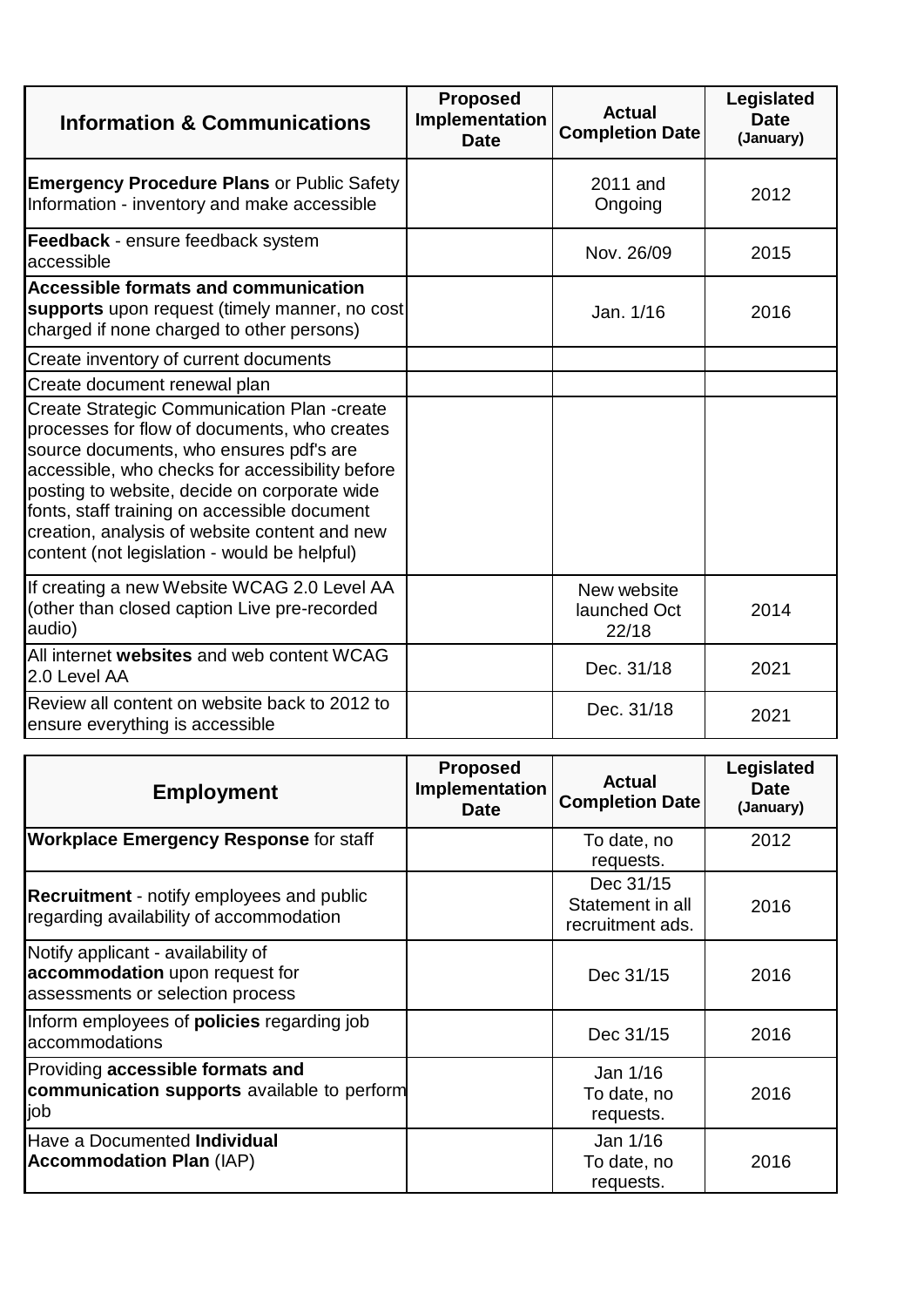| Information & Communications | Proposed Implementation Date | Actual Completion Date | Legislated Date (January) |
| --- | --- | --- | --- |
| **Emergency Procedure Plans** or Public Safety Information - inventory and make accessible | | 2011 and Ongoing | 2012 |
| **Feedback** - ensure feedback system accessible | | Nov. 26/09 | 2015 |
| **Accessible formats and communication supports** upon request (timely manner, no cost charged if none charged to other persons) | | Jan. 1/16 | 2016 |
| Create inventory of current documents | | | |
| Create document renewal plan | | | |
| Create Strategic Communication Plan -create processes for flow of documents, who creates source documents, who ensures pdf's are accessible, who checks for accessibility before posting to website, decide on corporate wide fonts, staff training on accessible document creation, analysis of website content and new content (not legislation - would be helpful) | | | |
| If creating a new Website WCAG 2.0 Level AA (other than closed caption Live pre-recorded audio) | | New website launched Oct 22/18 | 2014 |
| All internet **websites** and web content WCAG 2.0 Level AA | | Dec. 31/18 | 2021 |
| Review all content on website back to 2012 to ensure everything is accessible | | Dec. 31/18 | 2021 |

| Employment | Proposed Implementation Date | Actual Completion Date | Legislated Date (January) |
| --- | --- | --- | --- |
| **Workplace Emergency Response** for staff | | To date, no requests. | 2012 |
| **Recruitment** - notify employees and public regarding availability of accommodation | | Dec 31/15 Statement in all recruitment ads. | 2016 |
| Notify applicant - availability of **accommodation** upon request for assessments or selection process | | Dec 31/15 | 2016 |
| Inform employees of **policies** regarding job accommodations | | Dec 31/15 | 2016 |
| Providing **accessible formats and communication supports** available to perform job | | Jan 1/16 To date, no requests. | 2016 |
| Have a Documented **Individual Accommodation Plan** (IAP) | | Jan 1/16 To date, no requests. | 2016 |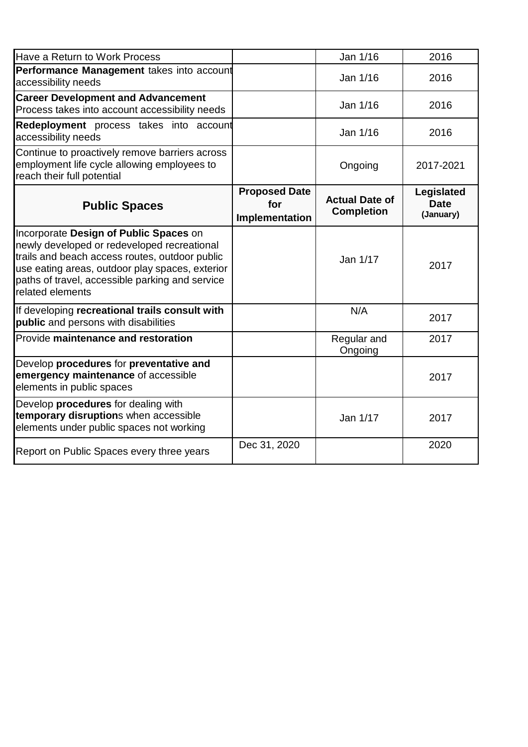| | | | |
|---|---|---|---|
| Have a Return to Work Process | | Jan 1/16 | 2016 |
| **Performance Management** takes into account accessibility needs | | Jan 1/16 | 2016 |
| **Career Development and Advancement** Process takes into account accessibility needs | | Jan 1/16 | 2016 |
| **Redeployment** process takes into account accessibility needs | | Jan 1/16 | 2016 |
| Continue to proactively remove barriers across employment life cycle allowing employees to reach their full potential | | Ongoing | 2017-2021 |
| **Public Spaces** | **Proposed Date for Implementation** | **Actual Date of Completion** | **Legislated Date (January)** |
| Incorporate **Design of Public Spaces** on newly developed or redeveloped recreational trails and beach access routes, outdoor public use eating areas, outdoor play spaces, exterior paths of travel, accessible parking and service related elements | | Jan 1/17 | 2017 |
| If developing **recreational trails consult with public** and persons with disabilities | | N/A | 2017 |
| Provide **maintenance and restoration** | | Regular and Ongoing | 2017 |
| Develop **procedures** for **preventative and emergency maintenance** of accessible elements in public spaces | | | 2017 |
| Develop **procedures** for dealing with **temporary disruption**s when accessible elements under public spaces not working | | Jan 1/17 | 2017 |
| Report on Public Spaces every three years | Dec 31, 2020 | | 2020 |